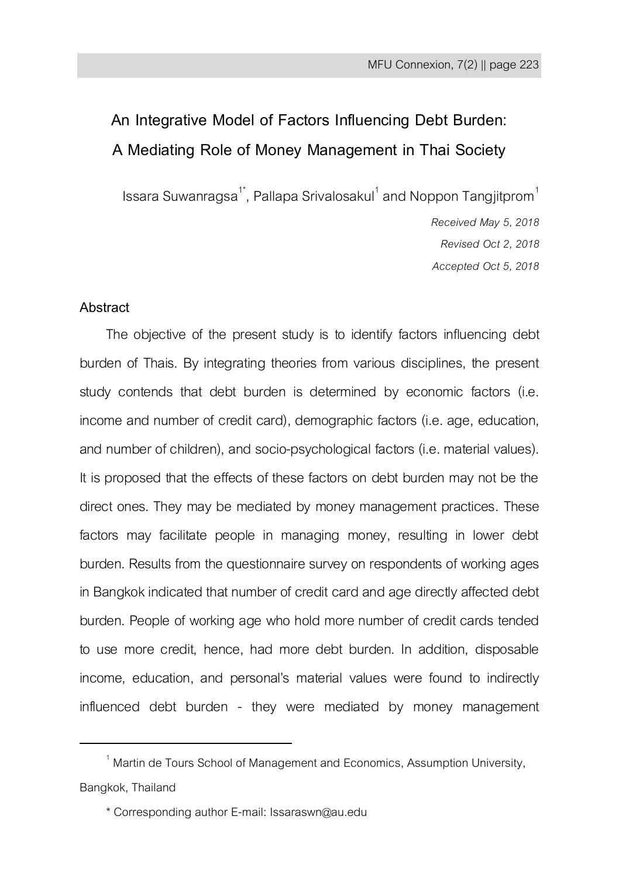# An Integrative Model of Factors Influencing Debt Burden: A Mediating Role of Money Management in Thai Society

Issara Suwanragsa[1*], Pallapa Srivalosakul[1] and Noppon Tangjitprom[1]

*Received May 5, 2018*

*Revised Oct 2, 2018*

*Accepted Oct 5, 2018*

## Abstract

The objective of the present study is to identify factors influencing debt burden of Thais. By integrating theories from various disciplines, the present study contends that debt burden is determined by economic factors (i.e. income and number of credit card), demographic factors (i.e. age, education, and number of children), and socio-psychological factors (i.e. material values). It is proposed that the effects of these factors on debt burden may not be the direct ones. They may be mediated by money management practices. These factors may facilitate people in managing money, resulting in lower debt burden. Results from the questionnaire survey on respondents of working ages in Bangkok indicated that number of credit card and age directly affected debt burden. People of working age who hold more number of credit cards tended to use more credit, hence, had more debt burden. In addition, disposable income, education, and personal's material values were found to indirectly influenced debt burden - they were mediated by money management

---

[1] Martin de Tours School of Management and Economics, Assumption University, Bangkok, Thailand

[*] Corresponding author E-mail: Issaraswn@au.edu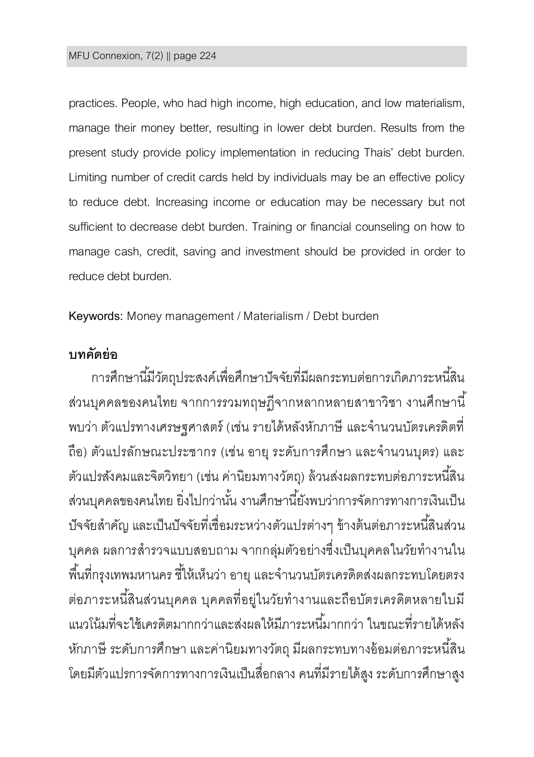practices. People, who had high income, high education, and low materialism, manage their money better, resulting in lower debt burden. Results from the present study provide policy implementation in reducing Thais' debt burden. Limiting number of credit cards held by individuals may be an effective policy to reduce debt. Increasing income or education may be necessary but not sufficient to decrease debt burden. Training or financial counseling on how to manage cash, credit, saving and investment should be provided in order to reduce debt burden.

**Keywords:** Money management / Materialism / Debt burden

## บทคัดย่อ

การศึกษานี้มีวัตถุประสงค์เพื่อศึกษาปัจจัยที่มีผลกระทบต่อการเกิดภาระหนี้สินส่วนบุคคลของคนไทย จากการรวมทฤษฎีจากหลากหลายสาขาวิชา งานศึกษานี้พบว่า ตัวแปรทางเศรษฐศาสตร์ (เช่น รายได้หลังหักภาษี และจำนวนบัตรเครดิตที่ถือ) ตัวแปรลักษณะประชากร (เช่น อายุ ระดับการศึกษา และจำนวนบุตร) และตัวแปรสังคมและจิตวิทยา (เช่น ค่านิยมทางวัตถุ) ล้วนส่งผลกระทบต่อภาระหนี้สินส่วนบุคคลของคนไทย ยิ่งไปกว่านั้น งานศึกษานี้ยังพบว่าการจัดการทางการเงินเป็นปัจจัยสำคัญ และเป็นปัจจัยที่เชื่อมระหว่างตัวแปรต่างๆ ข้างต้นต่อภาระหนี้สินส่วนบุคคล ผลการสำรวจแบบสอบถาม จากกลุ่มตัวอย่างซึ่งเป็นบุคคลในวัยทำงานในพื้นที่กรุงเทพมหานคร ชี้ให้เห็นว่า อายุ และจำนวนบัตรเครดิตส่งผลกระทบโดยตรงต่อภาระหนี้สินส่วนบุคคล บุคคลที่อยู่ในวัยทำงานและถือบัตรเครดิตหลายใบมีแนวโน้มที่จะใช้เครดิตมากกว่าและส่งผลให้มีภาระหนี้มากกว่า ในขณะที่รายได้หลังหักภาษี ระดับการศึกษา และค่านิยมทางวัตถุ มีผลกระทบทางอ้อมต่อภาระหนี้สินโดยมีตัวแปรการจัดการทางการเงินเป็นสื่อกลาง คนที่มีรายได้สูง ระดับการศึกษาสูง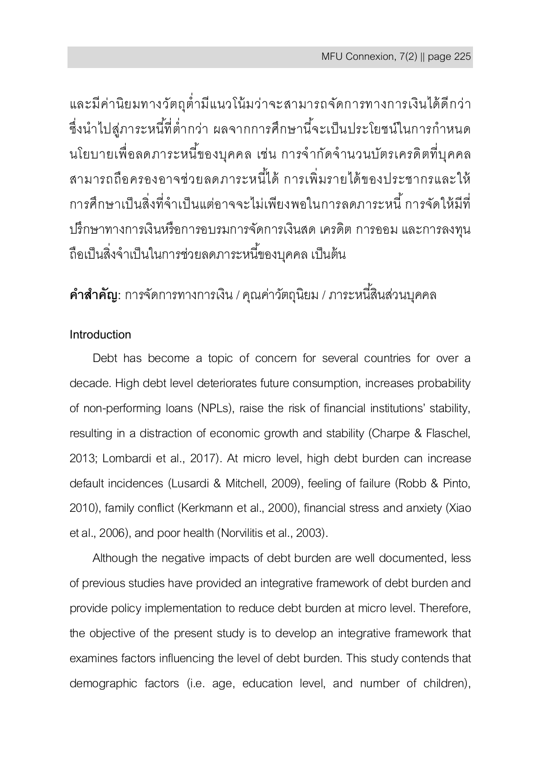และมีค่านิยมทางวัตถุต่ำมีแนวโน้มว่าจะสามารถจัดการทางการเงินได้ดีกว่า ซึ่งนำไปสู่ภาระหนี้ที่ต่ำกว่า ผลจากการศึกษานี้จะเป็นประโยชน์ในการกำหนดนโยบายเพื่อลดภาระหนี้ของบุคคล เช่น การจำกัดจำนวนบัตรเครดิตที่บุคคลสามารถถือครองอาจช่วยลดภาระหนี้ได้ การเพิ่มรายได้ของประชากรและให้การศึกษาเป็นสิ่งที่จำเป็นแต่อาจจะไม่เพียงพอในการลดภาระหนี้ การจัดให้มีที่ปรึกษาทางการเงินหรือการอบรมการจัดการเงินสด เครดิต การออม และการลงทุน ถือเป็นสิ่งจำเป็นในการช่วยลดภาระหนี้ของบุคคล เป็นต้น

**คำสำคัญ**: การจัดการทางการเงิน / คุณค่าวัตถุนิยม / ภาระหนี้สินส่วนบุคคล

## Introduction

Debt has become a topic of concern for several countries for over a decade. High debt level deteriorates future consumption, increases probability of non-performing loans (NPLs), raise the risk of financial institutions' stability, resulting in a distraction of economic growth and stability (Charpe & Flaschel, 2013; Lombardi et al., 2017). At micro level, high debt burden can increase default incidences (Lusardi & Mitchell, 2009), feeling of failure (Robb & Pinto, 2010), family conflict (Kerkmann et al., 2000), financial stress and anxiety (Xiao et al., 2006), and poor health (Norvilitis et al., 2003).

Although the negative impacts of debt burden are well documented, less of previous studies have provided an integrative framework of debt burden and provide policy implementation to reduce debt burden at micro level. Therefore, the objective of the present study is to develop an integrative framework that examines factors influencing the level of debt burden. This study contends that demographic factors (i.e. age, education level, and number of children),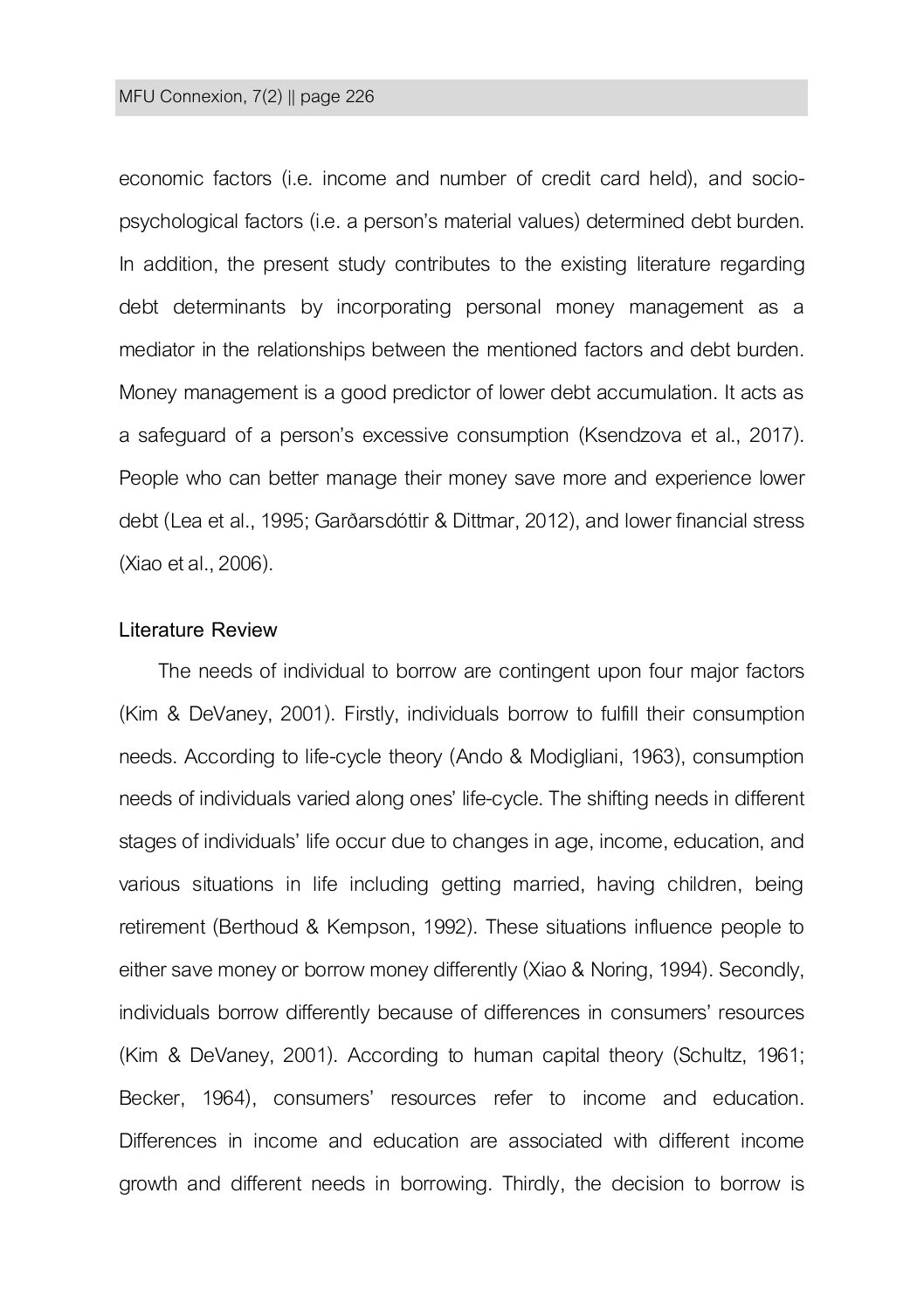economic factors (i.e. income and number of credit card held), and socio-psychological factors (i.e. a person's material values) determined debt burden. In addition, the present study contributes to the existing literature regarding debt determinants by incorporating personal money management as a mediator in the relationships between the mentioned factors and debt burden. Money management is a good predictor of lower debt accumulation. It acts as a safeguard of a person's excessive consumption (Ksendzova et al., 2017). People who can better manage their money save more and experience lower debt (Lea et al., 1995; Garðarsdóttir & Dittmar, 2012), and lower financial stress (Xiao et al., 2006).

## Literature Review

The needs of individual to borrow are contingent upon four major factors (Kim & DeVaney, 2001). Firstly, individuals borrow to fulfill their consumption needs. According to life-cycle theory (Ando & Modigliani, 1963), consumption needs of individuals varied along ones' life-cycle. The shifting needs in different stages of individuals' life occur due to changes in age, income, education, and various situations in life including getting married, having children, being retirement (Berthoud & Kempson, 1992). These situations influence people to either save money or borrow money differently (Xiao & Noring, 1994). Secondly, individuals borrow differently because of differences in consumers' resources (Kim & DeVaney, 2001). According to human capital theory (Schultz, 1961; Becker, 1964), consumers' resources refer to income and education. Differences in income and education are associated with different income growth and different needs in borrowing. Thirdly, the decision to borrow is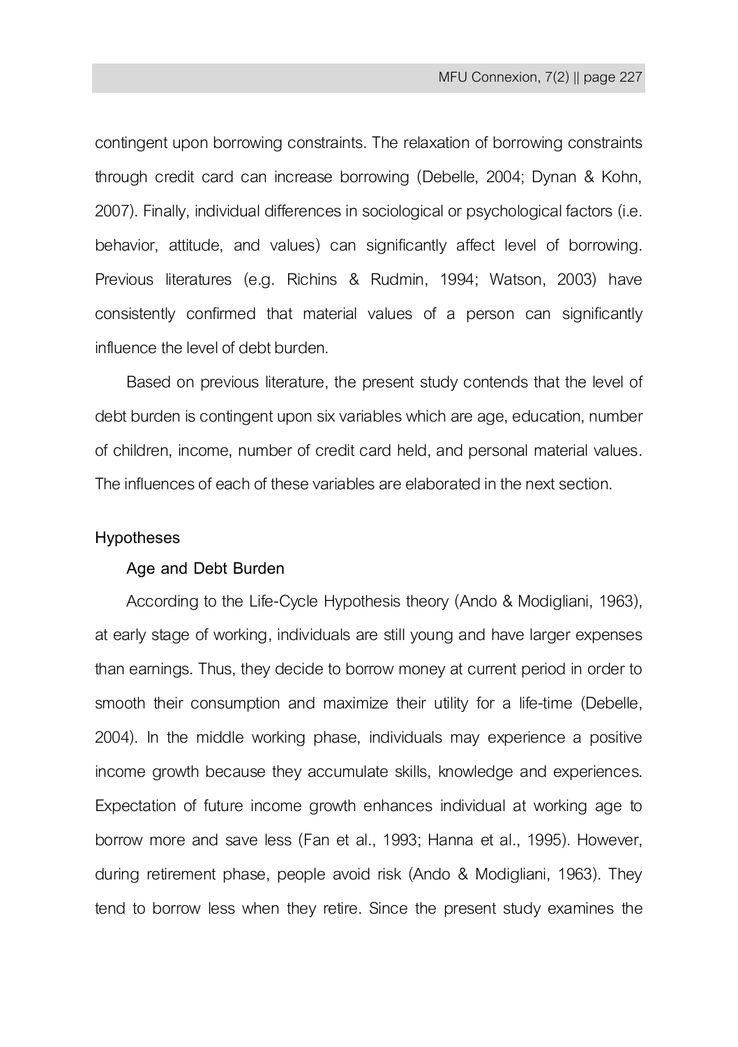contingent upon borrowing constraints. The relaxation of borrowing constraints through credit card can increase borrowing (Debelle, 2004; Dynan & Kohn, 2007). Finally, individual differences in sociological or psychological factors (i.e. behavior, attitude, and values) can significantly affect level of borrowing. Previous literatures (e.g. Richins & Rudmin, 1994; Watson, 2003) have consistently confirmed that material values of a person can significantly influence the level of debt burden.

Based on previous literature, the present study contends that the level of debt burden is contingent upon six variables which are age, education, number of children, income, number of credit card held, and personal material values. The influences of each of these variables are elaborated in the next section.

## Hypotheses

### Age and Debt Burden

According to the Life-Cycle Hypothesis theory (Ando & Modigliani, 1963), at early stage of working, individuals are still young and have larger expenses than earnings. Thus, they decide to borrow money at current period in order to smooth their consumption and maximize their utility for a life-time (Debelle, 2004). In the middle working phase, individuals may experience a positive income growth because they accumulate skills, knowledge and experiences. Expectation of future income growth enhances individual at working age to borrow more and save less (Fan et al., 1993; Hanna et al., 1995). However, during retirement phase, people avoid risk (Ando & Modigliani, 1963). They tend to borrow less when they retire. Since the present study examines the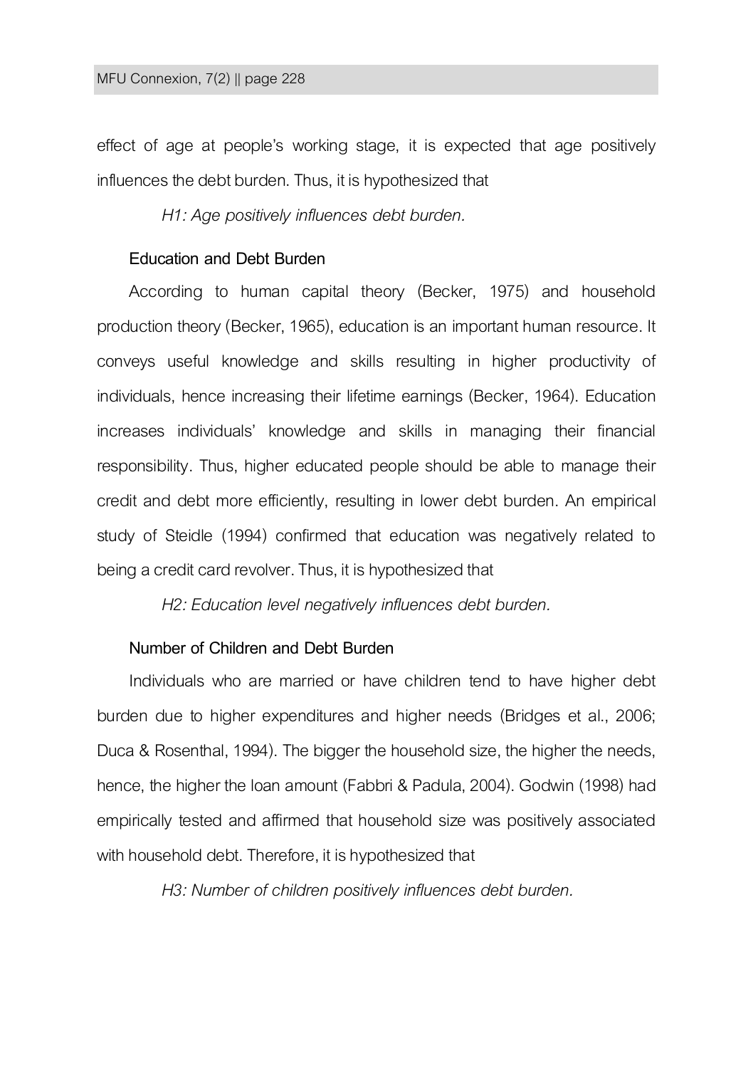effect of age at people's working stage, it is expected that age positively influences the debt burden. Thus, it is hypothesized that

*H1: Age positively influences debt burden.*

### Education and Debt Burden

According to human capital theory (Becker, 1975) and household production theory (Becker, 1965), education is an important human resource. It conveys useful knowledge and skills resulting in higher productivity of individuals, hence increasing their lifetime earnings (Becker, 1964). Education increases individuals' knowledge and skills in managing their financial responsibility. Thus, higher educated people should be able to manage their credit and debt more efficiently, resulting in lower debt burden. An empirical study of Steidle (1994) confirmed that education was negatively related to being a credit card revolver. Thus, it is hypothesized that

*H2: Education level negatively influences debt burden.*

### Number of Children and Debt Burden

Individuals who are married or have children tend to have higher debt burden due to higher expenditures and higher needs (Bridges et al., 2006; Duca & Rosenthal, 1994). The bigger the household size, the higher the needs, hence, the higher the loan amount (Fabbri & Padula, 2004). Godwin (1998) had empirically tested and affirmed that household size was positively associated with household debt. Therefore, it is hypothesized that

*H3: Number of children positively influences debt burden.*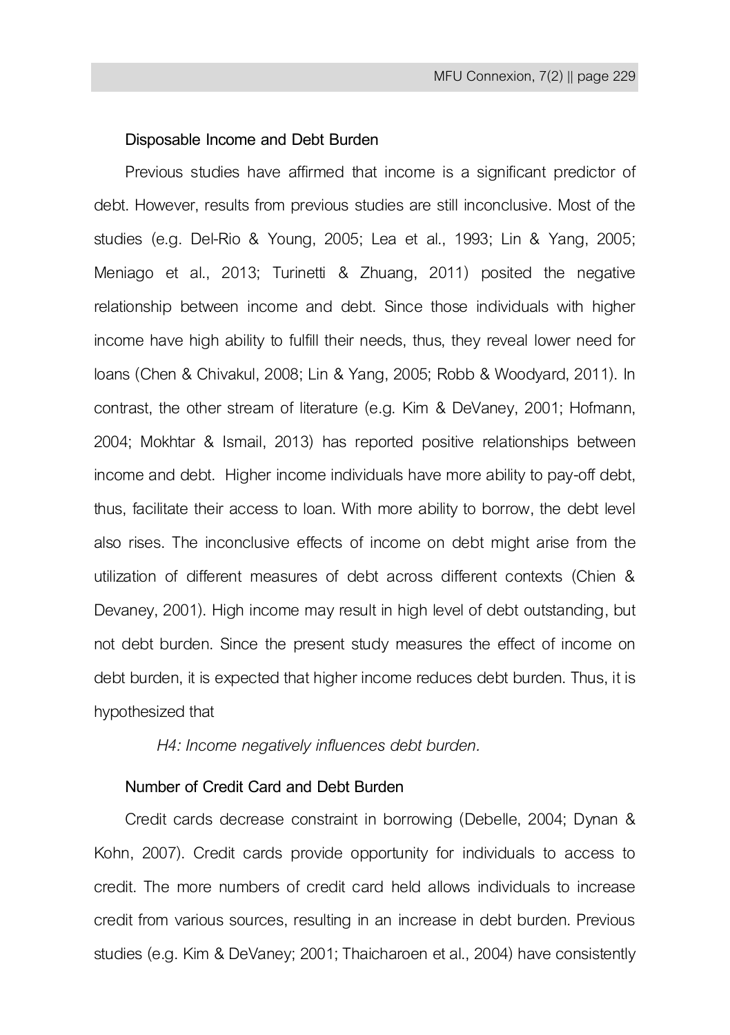### Disposable Income and Debt Burden

Previous studies have affirmed that income is a significant predictor of debt. However, results from previous studies are still inconclusive. Most of the studies (e.g. Del-Rio & Young, 2005; Lea et al., 1993; Lin & Yang, 2005; Meniago et al., 2013; Turinetti & Zhuang, 2011) posited the negative relationship between income and debt. Since those individuals with higher income have high ability to fulfill their needs, thus, they reveal lower need for loans (Chen & Chivakul, 2008; Lin & Yang, 2005; Robb & Woodyard, 2011). In contrast, the other stream of literature (e.g. Kim & DeVaney, 2001; Hofmann, 2004; Mokhtar & Ismail, 2013) has reported positive relationships between income and debt. Higher income individuals have more ability to pay-off debt, thus, facilitate their access to loan. With more ability to borrow, the debt level also rises. The inconclusive effects of income on debt might arise from the utilization of different measures of debt across different contexts (Chien & Devaney, 2001). High income may result in high level of debt outstanding, but not debt burden. Since the present study measures the effect of income on debt burden, it is expected that higher income reduces debt burden. Thus, it is hypothesized that

*H4: Income negatively influences debt burden.*

### Number of Credit Card and Debt Burden

Credit cards decrease constraint in borrowing (Debelle, 2004; Dynan & Kohn, 2007). Credit cards provide opportunity for individuals to access to credit. The more numbers of credit card held allows individuals to increase credit from various sources, resulting in an increase in debt burden. Previous studies (e.g. Kim & DeVaney; 2001; Thaicharoen et al., 2004) have consistently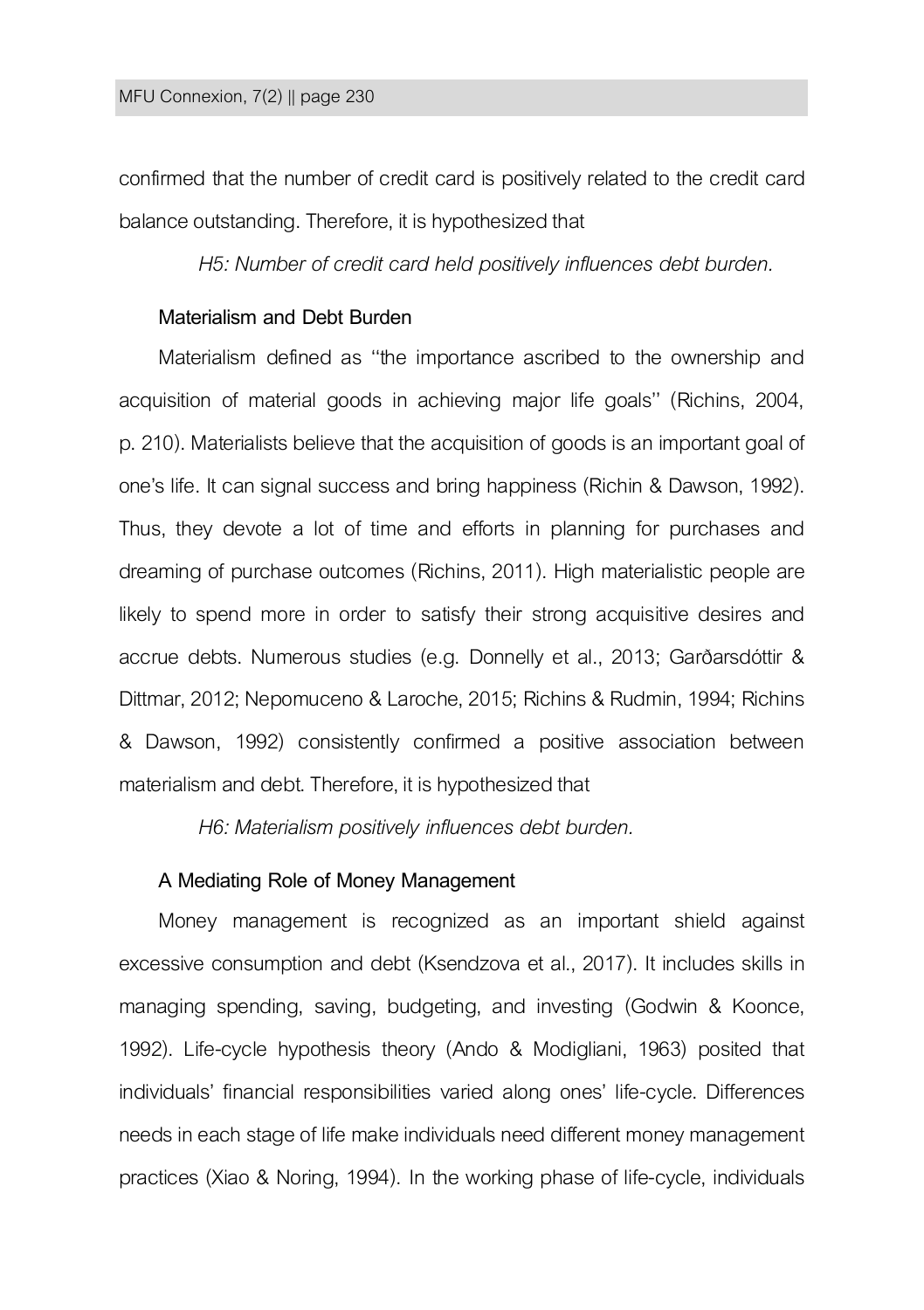confirmed that the number of credit card is positively related to the credit card balance outstanding. Therefore, it is hypothesized that

*H5: Number of credit card held positively influences debt burden.*

### Materialism and Debt Burden

Materialism defined as ''the importance ascribed to the ownership and acquisition of material goods in achieving major life goals'' (Richins, 2004, p. 210). Materialists believe that the acquisition of goods is an important goal of one's life. It can signal success and bring happiness (Richin & Dawson, 1992). Thus, they devote a lot of time and efforts in planning for purchases and dreaming of purchase outcomes (Richins, 2011). High materialistic people are likely to spend more in order to satisfy their strong acquisitive desires and accrue debts. Numerous studies (e.g. Donnelly et al., 2013; Garðarsdóttir & Dittmar, 2012; Nepomuceno & Laroche, 2015; Richins & Rudmin, 1994; Richins & Dawson, 1992) consistently confirmed a positive association between materialism and debt. Therefore, it is hypothesized that

*H6: Materialism positively influences debt burden.*

### A Mediating Role of Money Management

Money management is recognized as an important shield against excessive consumption and debt (Ksendzova et al., 2017). It includes skills in managing spending, saving, budgeting, and investing (Godwin & Koonce, 1992). Life-cycle hypothesis theory (Ando & Modigliani, 1963) posited that individuals' financial responsibilities varied along ones' life-cycle. Differences needs in each stage of life make individuals need different money management practices (Xiao & Noring, 1994). In the working phase of life-cycle, individuals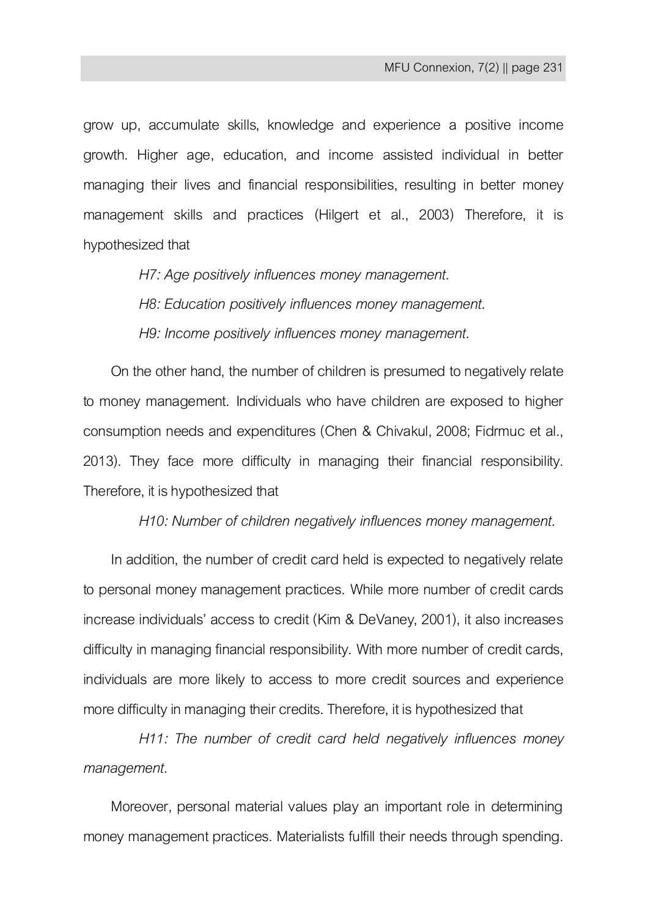grow up, accumulate skills, knowledge and experience a positive income growth. Higher age, education, and income assisted individual in better managing their lives and financial responsibilities, resulting in better money management skills and practices (Hilgert et al., 2003) Therefore, it is hypothesized that

*H7: Age positively influences money management.*

*H8: Education positively influences money management.*

*H9: Income positively influences money management.*

On the other hand, the number of children is presumed to negatively relate to money management. Individuals who have children are exposed to higher consumption needs and expenditures (Chen & Chivakul, 2008; Fidrmuc et al., 2013). They face more difficulty in managing their financial responsibility. Therefore, it is hypothesized that

*H10: Number of children negatively influences money management.*

In addition, the number of credit card held is expected to negatively relate to personal money management practices. While more number of credit cards increase individuals' access to credit (Kim & DeVaney, 2001), it also increases difficulty in managing financial responsibility. With more number of credit cards, individuals are more likely to access to more credit sources and experience more difficulty in managing their credits. Therefore, it is hypothesized that

*H11: The number of credit card held negatively influences money management.*

Moreover, personal material values play an important role in determining money management practices. Materialists fulfill their needs through spending.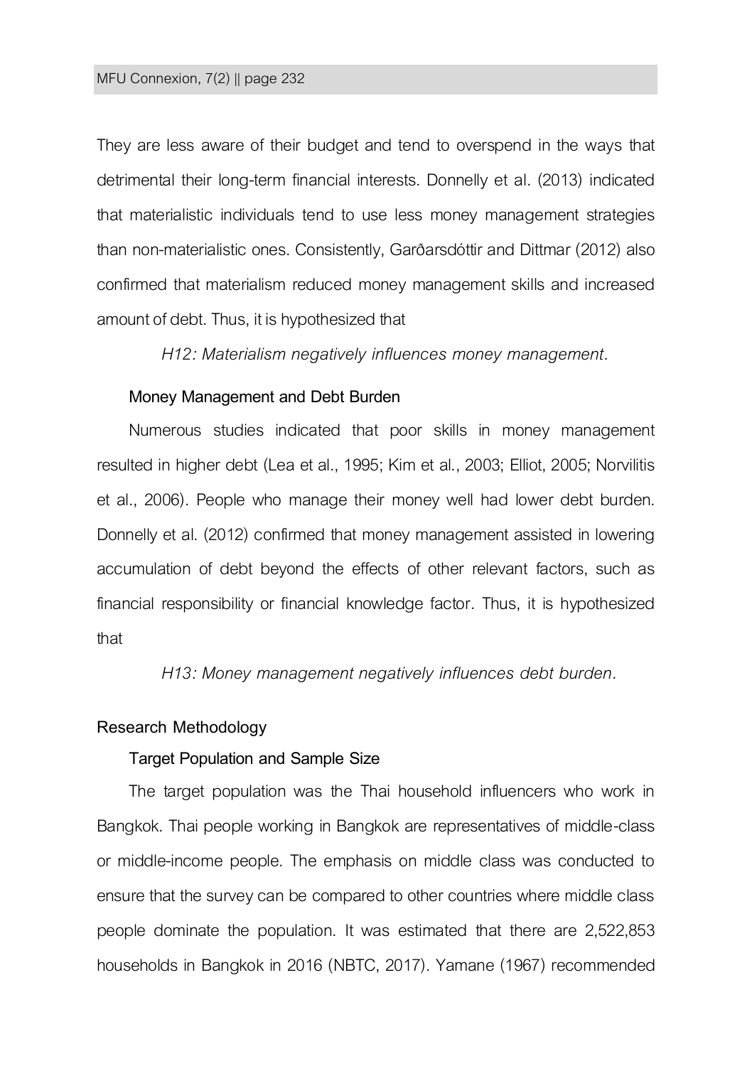They are less aware of their budget and tend to overspend in the ways that detrimental their long-term financial interests. Donnelly et al. (2013) indicated that materialistic individuals tend to use less money management strategies than non-materialistic ones. Consistently, Garðarsdóttir and Dittmar (2012) also confirmed that materialism reduced money management skills and increased amount of debt. Thus, it is hypothesized that

*H12: Materialism negatively influences money management.*

### Money Management and Debt Burden

Numerous studies indicated that poor skills in money management resulted in higher debt (Lea et al., 1995; Kim et al., 2003; Elliot, 2005; Norvilitis et al., 2006). People who manage their money well had lower debt burden. Donnelly et al. (2012) confirmed that money management assisted in lowering accumulation of debt beyond the effects of other relevant factors, such as financial responsibility or financial knowledge factor. Thus, it is hypothesized that

*H13: Money management negatively influences debt burden.*

## Research Methodology

### Target Population and Sample Size

The target population was the Thai household influencers who work in Bangkok. Thai people working in Bangkok are representatives of middle-class or middle-income people. The emphasis on middle class was conducted to ensure that the survey can be compared to other countries where middle class people dominate the population. It was estimated that there are 2,522,853 households in Bangkok in 2016 (NBTC, 2017). Yamane (1967) recommended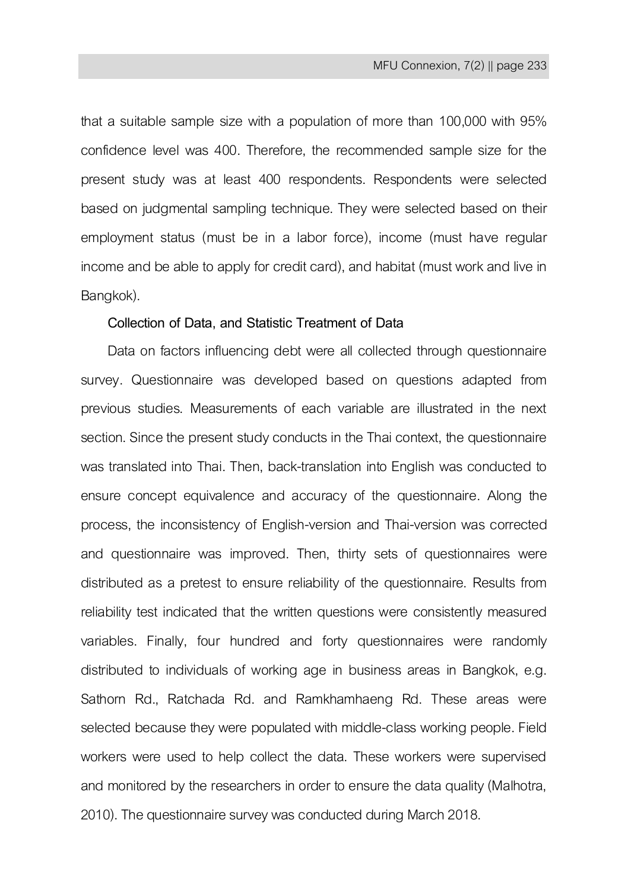that a suitable sample size with a population of more than 100,000 with 95% confidence level was 400. Therefore, the recommended sample size for the present study was at least 400 respondents. Respondents were selected based on judgmental sampling technique. They were selected based on their employment status (must be in a labor force), income (must have regular income and be able to apply for credit card), and habitat (must work and live in Bangkok).

### Collection of Data, and Statistic Treatment of Data

Data on factors influencing debt were all collected through questionnaire survey. Questionnaire was developed based on questions adapted from previous studies. Measurements of each variable are illustrated in the next section. Since the present study conducts in the Thai context, the questionnaire was translated into Thai. Then, back-translation into English was conducted to ensure concept equivalence and accuracy of the questionnaire. Along the process, the inconsistency of English-version and Thai-version was corrected and questionnaire was improved. Then, thirty sets of questionnaires were distributed as a pretest to ensure reliability of the questionnaire. Results from reliability test indicated that the written questions were consistently measured variables. Finally, four hundred and forty questionnaires were randomly distributed to individuals of working age in business areas in Bangkok, e.g. Sathorn Rd., Ratchada Rd. and Ramkhamhaeng Rd. These areas were selected because they were populated with middle-class working people. Field workers were used to help collect the data. These workers were supervised and monitored by the researchers in order to ensure the data quality (Malhotra, 2010). The questionnaire survey was conducted during March 2018.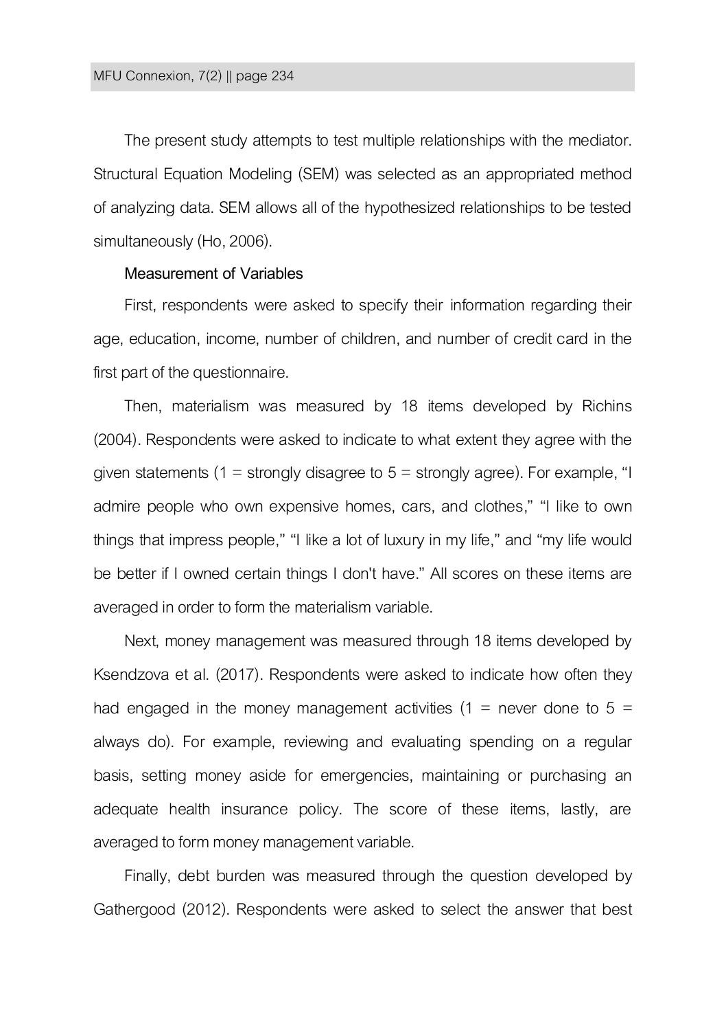The present study attempts to test multiple relationships with the mediator. Structural Equation Modeling (SEM) was selected as an appropriated method of analyzing data. SEM allows all of the hypothesized relationships to be tested simultaneously (Ho, 2006).

### Measurement of Variables

First, respondents were asked to specify their information regarding their age, education, income, number of children, and number of credit card in the first part of the questionnaire.

Then, materialism was measured by 18 items developed by Richins (2004). Respondents were asked to indicate to what extent they agree with the given statements (1 = strongly disagree to 5 = strongly agree). For example, "I admire people who own expensive homes, cars, and clothes," "I like to own things that impress people," "I like a lot of luxury in my life," and "my life would be better if I owned certain things I don't have." All scores on these items are averaged in order to form the materialism variable.

Next, money management was measured through 18 items developed by Ksendzova et al. (2017). Respondents were asked to indicate how often they had engaged in the money management activities (1 = never done to 5 = always do). For example, reviewing and evaluating spending on a regular basis, setting money aside for emergencies, maintaining or purchasing an adequate health insurance policy. The score of these items, lastly, are averaged to form money management variable.

Finally, debt burden was measured through the question developed by Gathergood (2012). Respondents were asked to select the answer that best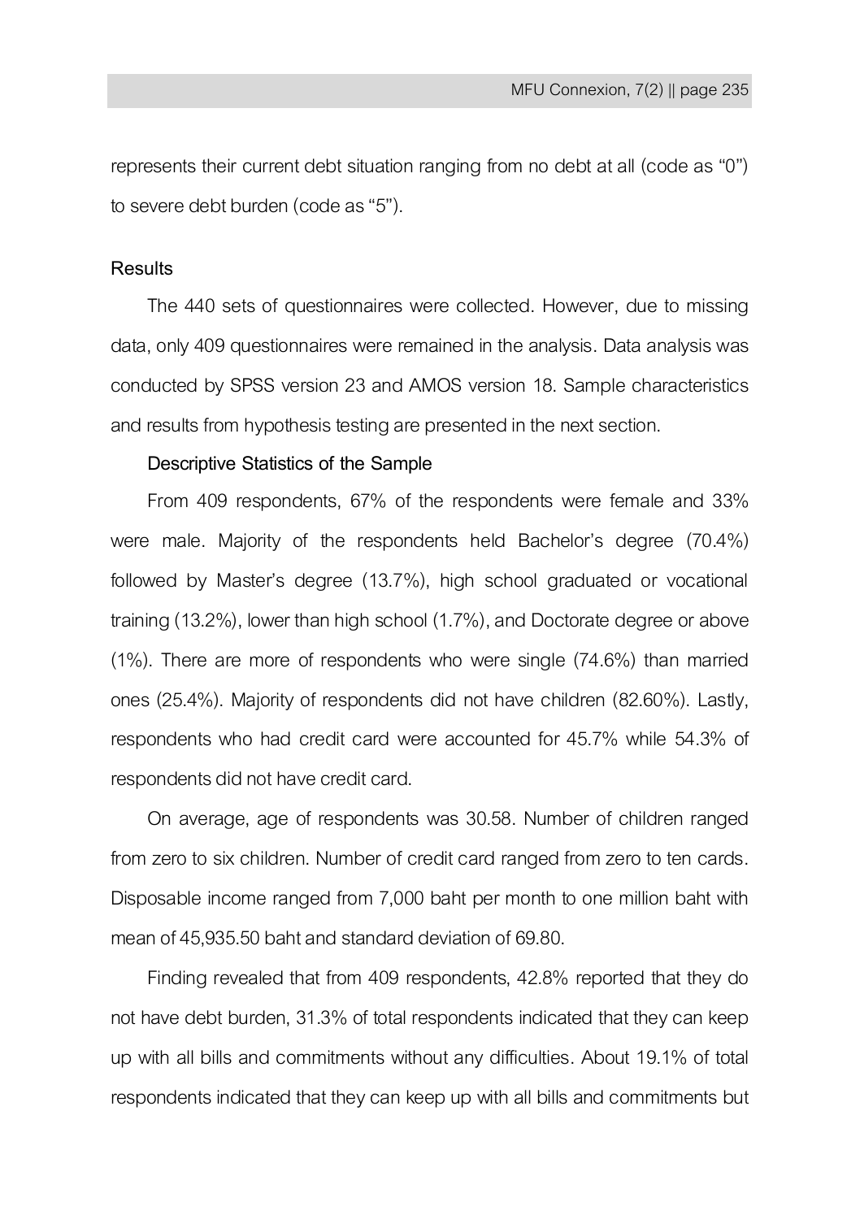represents their current debt situation ranging from no debt at all (code as "0") to severe debt burden (code as "5").

## Results

The 440 sets of questionnaires were collected. However, due to missing data, only 409 questionnaires were remained in the analysis. Data analysis was conducted by SPSS version 23 and AMOS version 18. Sample characteristics and results from hypothesis testing are presented in the next section.

### Descriptive Statistics of the Sample

From 409 respondents, 67% of the respondents were female and 33% were male. Majority of the respondents held Bachelor's degree (70.4%) followed by Master's degree (13.7%), high school graduated or vocational training (13.2%), lower than high school (1.7%), and Doctorate degree or above (1%). There are more of respondents who were single (74.6%) than married ones (25.4%). Majority of respondents did not have children (82.60%). Lastly, respondents who had credit card were accounted for 45.7% while 54.3% of respondents did not have credit card.

On average, age of respondents was 30.58. Number of children ranged from zero to six children. Number of credit card ranged from zero to ten cards. Disposable income ranged from 7,000 baht per month to one million baht with mean of 45,935.50 baht and standard deviation of 69.80.

Finding revealed that from 409 respondents, 42.8% reported that they do not have debt burden, 31.3% of total respondents indicated that they can keep up with all bills and commitments without any difficulties. About 19.1% of total respondents indicated that they can keep up with all bills and commitments but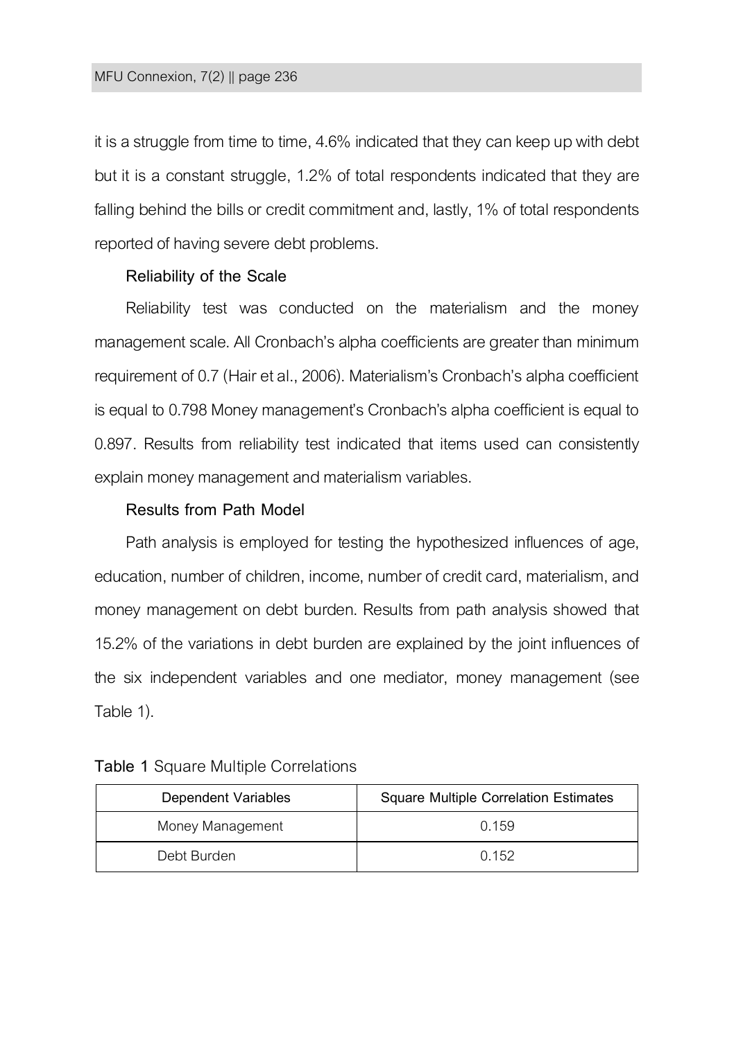it is a struggle from time to time, 4.6% indicated that they can keep up with debt but it is a constant struggle, 1.2% of total respondents indicated that they are falling behind the bills or credit commitment and, lastly, 1% of total respondents reported of having severe debt problems.

### Reliability of the Scale

Reliability test was conducted on the materialism and the money management scale. All Cronbach's alpha coefficients are greater than minimum requirement of 0.7 (Hair et al., 2006). Materialism's Cronbach's alpha coefficient is equal to 0.798 Money management's Cronbach's alpha coefficient is equal to 0.897. Results from reliability test indicated that items used can consistently explain money management and materialism variables.

### Results from Path Model

Path analysis is employed for testing the hypothesized influences of age, education, number of children, income, number of credit card, materialism, and money management on debt burden. Results from path analysis showed that 15.2% of the variations in debt burden are explained by the joint influences of the six independent variables and one mediator, money management (see Table 1).

**Table 1** Square Multiple Correlations

| Dependent Variables | Square Multiple Correlation Estimates |
| --- | --- |
| Money Management | 0.159 |
| Debt Burden | 0.152 |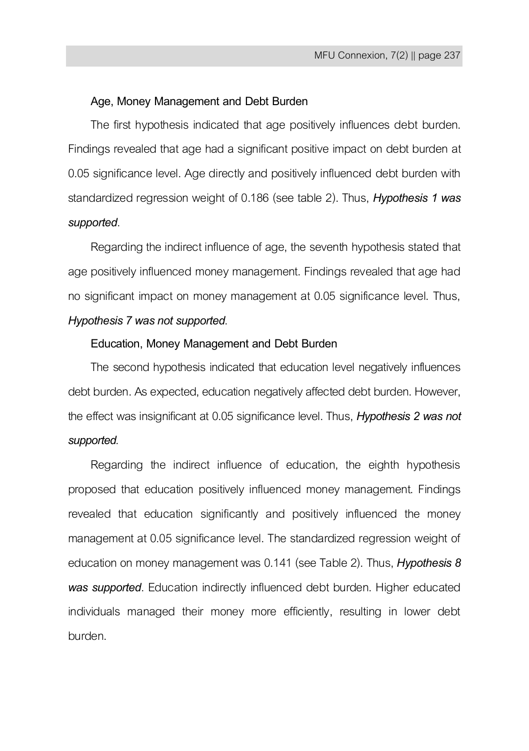### Age, Money Management and Debt Burden

The first hypothesis indicated that age positively influences debt burden. Findings revealed that age had a significant positive impact on debt burden at 0.05 significance level. Age directly and positively influenced debt burden with standardized regression weight of 0.186 (see table 2). Thus, ***Hypothesis 1 was supported***.

Regarding the indirect influence of age, the seventh hypothesis stated that age positively influenced money management. Findings revealed that age had no significant impact on money management at 0.05 significance level. Thus, ***Hypothesis 7 was not supported***.

### Education, Money Management and Debt Burden

The second hypothesis indicated that education level negatively influences debt burden. As expected, education negatively affected debt burden. However, the effect was insignificant at 0.05 significance level. Thus, ***Hypothesis 2 was not supported***.

Regarding the indirect influence of education, the eighth hypothesis proposed that education positively influenced money management. Findings revealed that education significantly and positively influenced the money management at 0.05 significance level. The standardized regression weight of education on money management was 0.141 (see Table 2). Thus, ***Hypothesis 8 was supported***. Education indirectly influenced debt burden. Higher educated individuals managed their money more efficiently, resulting in lower debt burden.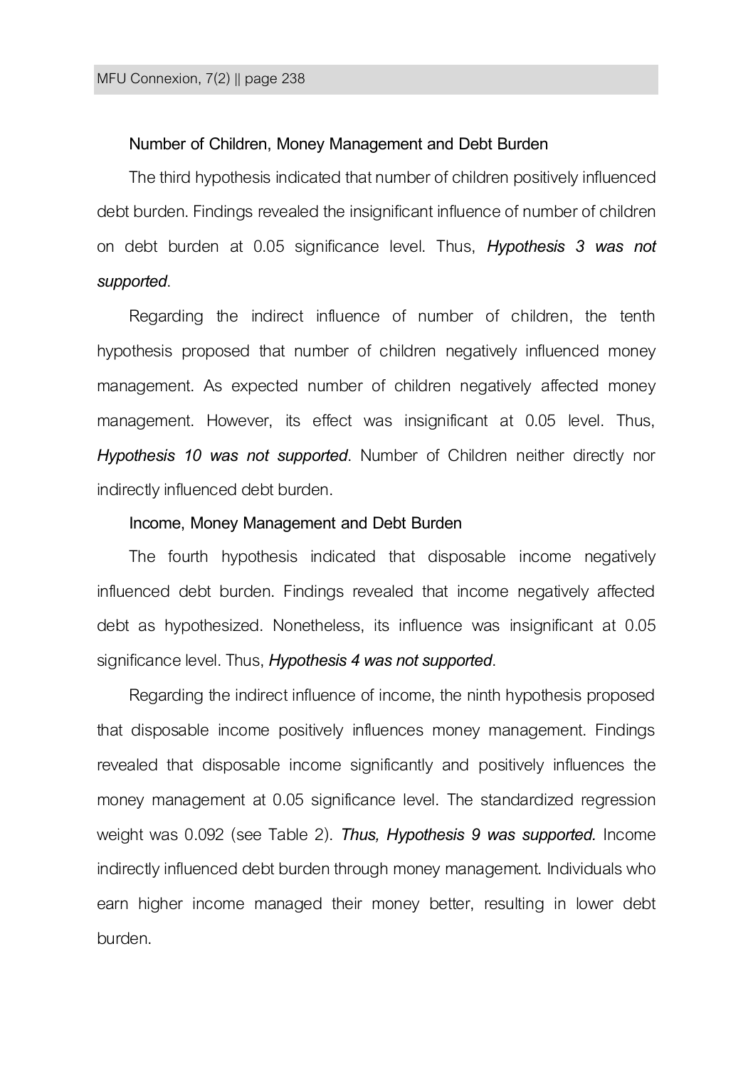### Number of Children, Money Management and Debt Burden

The third hypothesis indicated that number of children positively influenced debt burden. Findings revealed the insignificant influence of number of children on debt burden at 0.05 significance level. Thus, ***Hypothesis 3 was not supported***.

Regarding the indirect influence of number of children, the tenth hypothesis proposed that number of children negatively influenced money management. As expected number of children negatively affected money management. However, its effect was insignificant at 0.05 level. Thus, ***Hypothesis 10 was not supported***. Number of Children neither directly nor indirectly influenced debt burden.

### Income, Money Management and Debt Burden

The fourth hypothesis indicated that disposable income negatively influenced debt burden. Findings revealed that income negatively affected debt as hypothesized. Nonetheless, its influence was insignificant at 0.05 significance level. Thus, ***Hypothesis 4 was not supported***.

Regarding the indirect influence of income, the ninth hypothesis proposed that disposable income positively influences money management. Findings revealed that disposable income significantly and positively influences the money management at 0.05 significance level. The standardized regression weight was 0.092 (see Table 2). ***Thus, Hypothesis 9 was supported.*** Income indirectly influenced debt burden through money management. Individuals who earn higher income managed their money better, resulting in lower debt burden.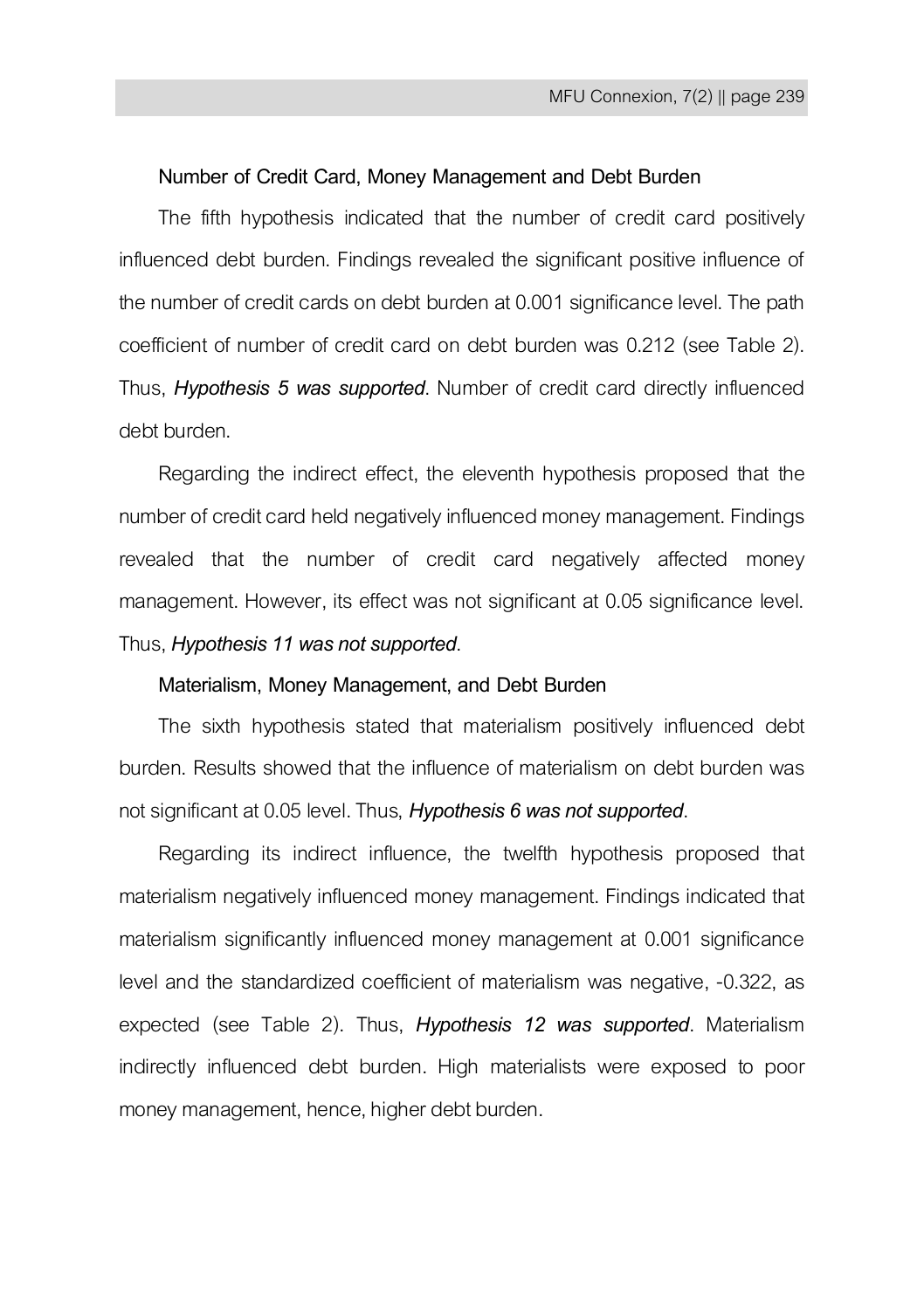**Number of Credit Card, Money Management and Debt Burden**

The fifth hypothesis indicated that the number of credit card positively influenced debt burden. Findings revealed the significant positive influence of the number of credit cards on debt burden at 0.001 significance level. The path coefficient of number of credit card on debt burden was 0.212 (see Table 2). Thus, ***Hypothesis 5 was supported***. Number of credit card directly influenced debt burden.

Regarding the indirect effect, the eleventh hypothesis proposed that the number of credit card held negatively influenced money management. Findings revealed that the number of credit card negatively affected money management. However, its effect was not significant at 0.05 significance level. Thus, ***Hypothesis 11 was not supported***.

**Materialism, Money Management, and Debt Burden**

The sixth hypothesis stated that materialism positively influenced debt burden. Results showed that the influence of materialism on debt burden was not significant at 0.05 level. Thus, ***Hypothesis 6 was not supported***.

Regarding its indirect influence, the twelfth hypothesis proposed that materialism negatively influenced money management. Findings indicated that materialism significantly influenced money management at 0.001 significance level and the standardized coefficient of materialism was negative, -0.322, as expected (see Table 2). Thus, ***Hypothesis 12 was supported***. Materialism indirectly influenced debt burden. High materialists were exposed to poor money management, hence, higher debt burden.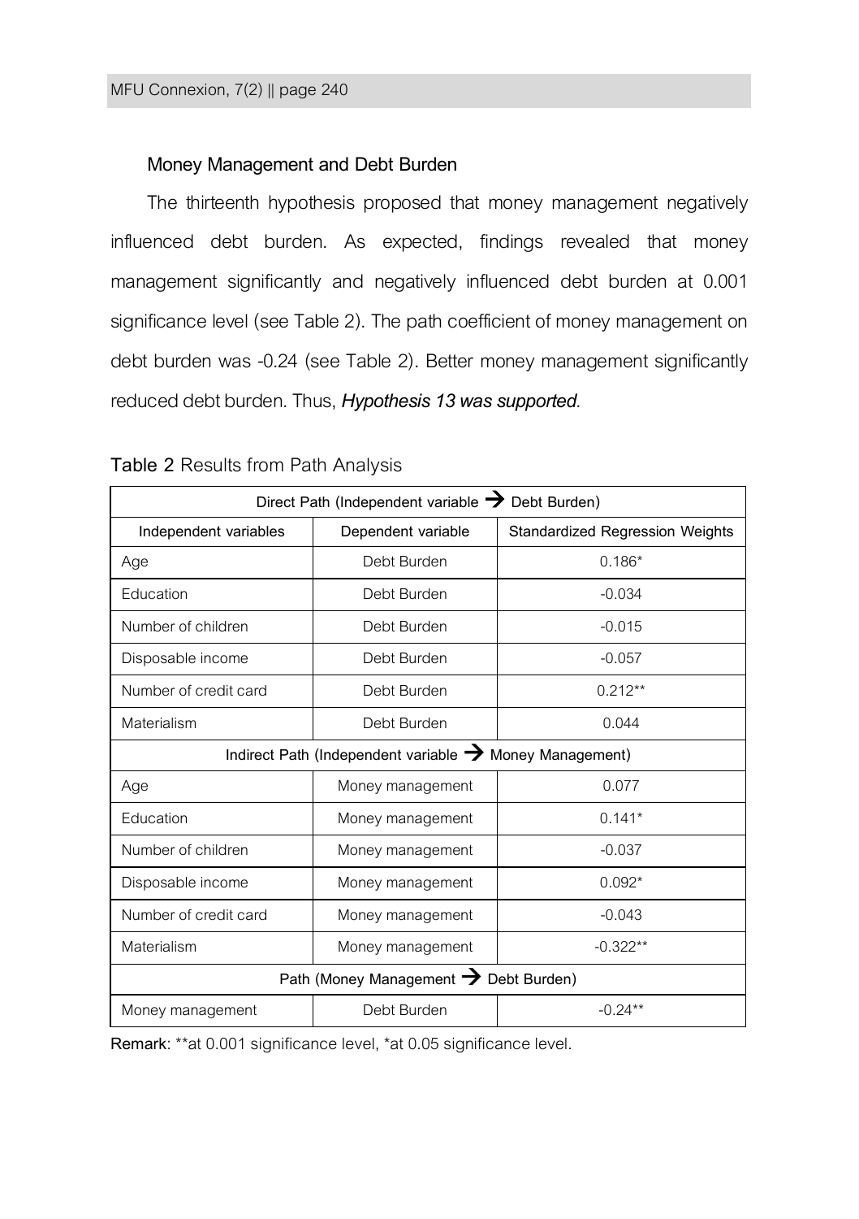### Money Management and Debt Burden

The thirteenth hypothesis proposed that money management negatively influenced debt burden. As expected, findings revealed that money management significantly and negatively influenced debt burden at 0.001 significance level (see Table 2). The path coefficient of money management on debt burden was -0.24 (see Table 2). Better money management significantly reduced debt burden. Thus, ***Hypothesis 13 was supported***.

**Table 2** Results from Path Analysis

| Direct Path (Independent variable → Debt Burden) | | |
|---|---|---|
| Independent variables | Dependent variable | Standardized Regression Weights |
| Age | Debt Burden | 0.186* |
| Education | Debt Burden | -0.034 |
| Number of children | Debt Burden | -0.015 |
| Disposable income | Debt Burden | -0.057 |
| Number of credit card | Debt Burden | 0.212** |
| Materialism | Debt Burden | 0.044 |
| **Indirect Path (Independent variable → Money Management)** | | |
| Age | Money management | 0.077 |
| Education | Money management | 0.141* |
| Number of children | Money management | -0.037 |
| Disposable income | Money management | 0.092* |
| Number of credit card | Money management | -0.043 |
| Materialism | Money management | -0.322** |
| **Path (Money Management → Debt Burden)** | | |
| Money management | Debt Burden | -0.24** |

**Remark**: **at 0.001 significance level, *at 0.05 significance level.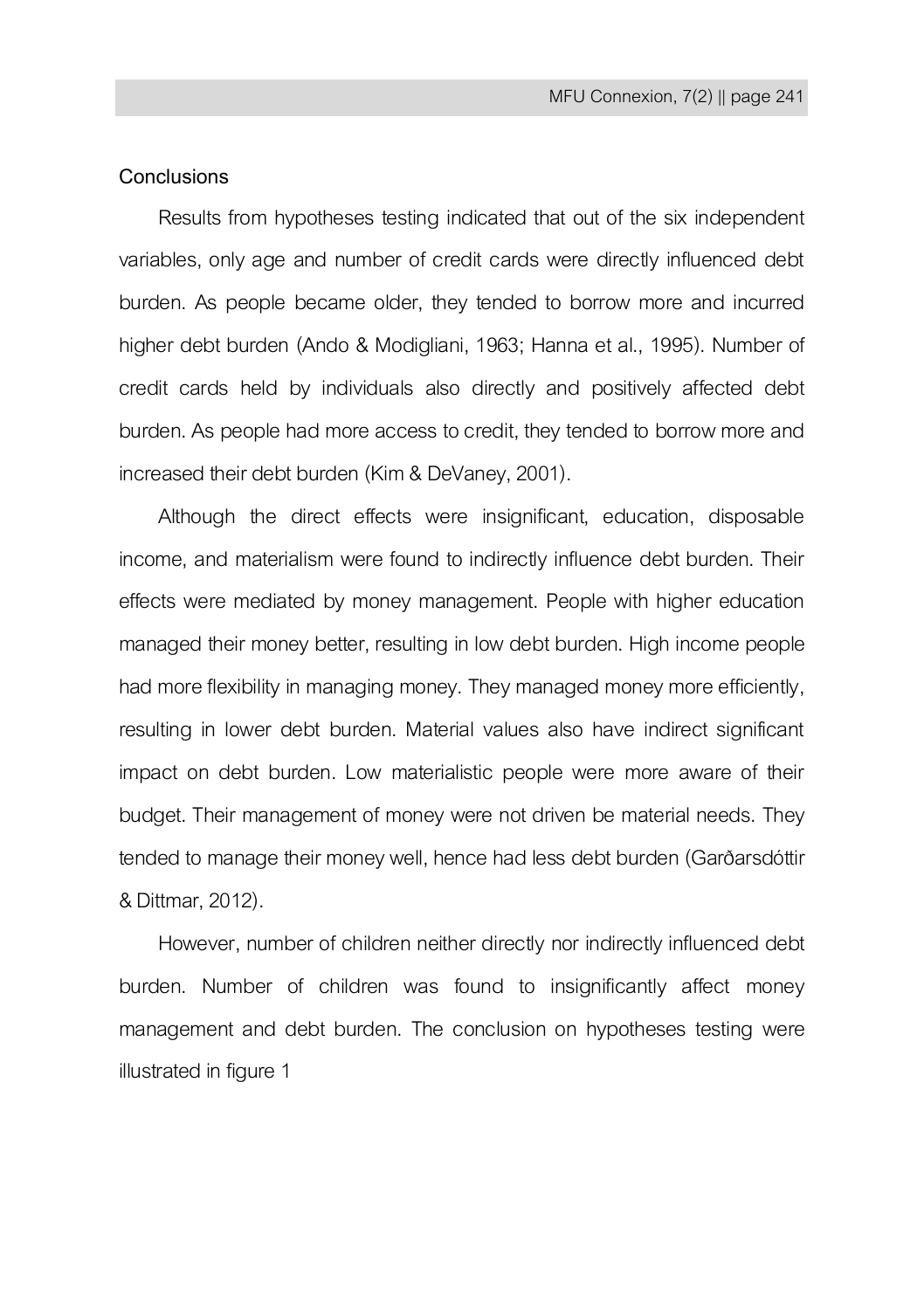## Conclusions

Results from hypotheses testing indicated that out of the six independent variables, only age and number of credit cards were directly influenced debt burden. As people became older, they tended to borrow more and incurred higher debt burden (Ando & Modigliani, 1963; Hanna et al., 1995). Number of credit cards held by individuals also directly and positively affected debt burden. As people had more access to credit, they tended to borrow more and increased their debt burden (Kim & DeVaney, 2001).

Although the direct effects were insignificant, education, disposable income, and materialism were found to indirectly influence debt burden. Their effects were mediated by money management. People with higher education managed their money better, resulting in low debt burden. High income people had more flexibility in managing money. They managed money more efficiently, resulting in lower debt burden. Material values also have indirect significant impact on debt burden. Low materialistic people were more aware of their budget. Their management of money were not driven be material needs. They tended to manage their money well, hence had less debt burden (Garðarsdóttir & Dittmar, 2012).

However, number of children neither directly nor indirectly influenced debt burden. Number of children was found to insignificantly affect money management and debt burden. The conclusion on hypotheses testing were illustrated in figure 1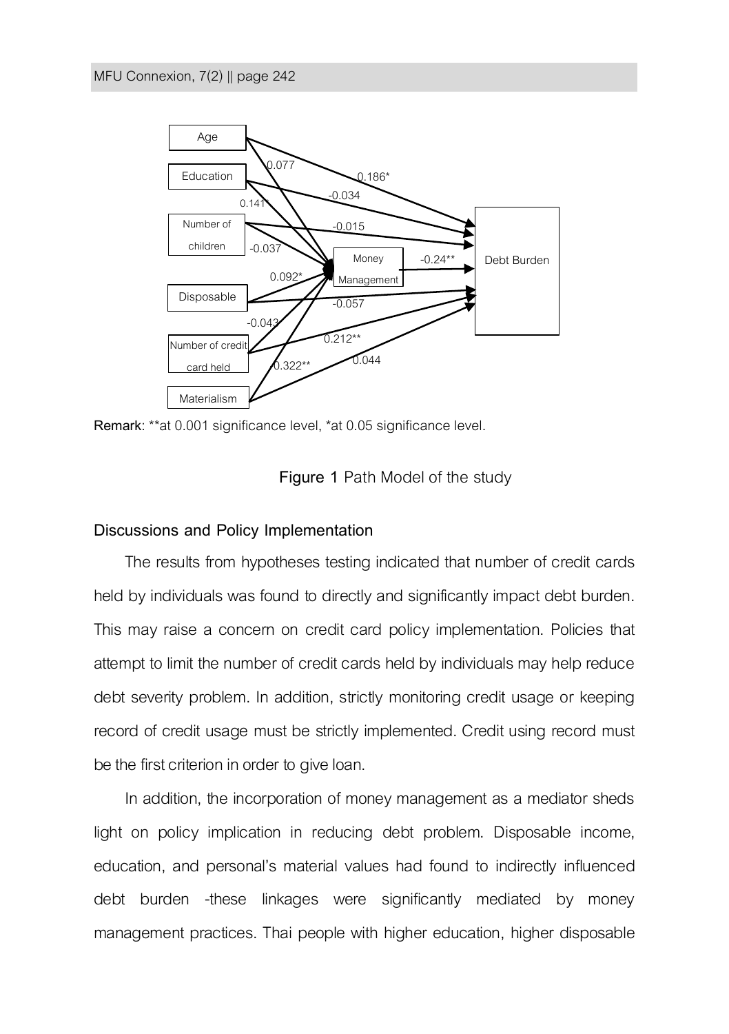Age

Education

Number of children

Disposable

Number of credit card held

Materialism

Money Management

Debt Burden

0.077

0.186*

-0.034

0.141

-0.015

-0.037

-0.24**

0.092*

-0.057

-0.043

0.212**

0.322**

0.044

Remark: **at 0.001 significance level, *at 0.05 significance level.

**Figure 1** Path Model of the study

## Discussions and Policy Implementation

The results from hypotheses testing indicated that number of credit cards held by individuals was found to directly and significantly impact debt burden. This may raise a concern on credit card policy implementation. Policies that attempt to limit the number of credit cards held by individuals may help reduce debt severity problem. In addition, strictly monitoring credit usage or keeping record of credit usage must be strictly implemented. Credit using record must be the first criterion in order to give loan.

In addition, the incorporation of money management as a mediator sheds light on policy implication in reducing debt problem. Disposable income, education, and personal's material values had found to indirectly influenced debt burden -these linkages were significantly mediated by money management practices. Thai people with higher education, higher disposable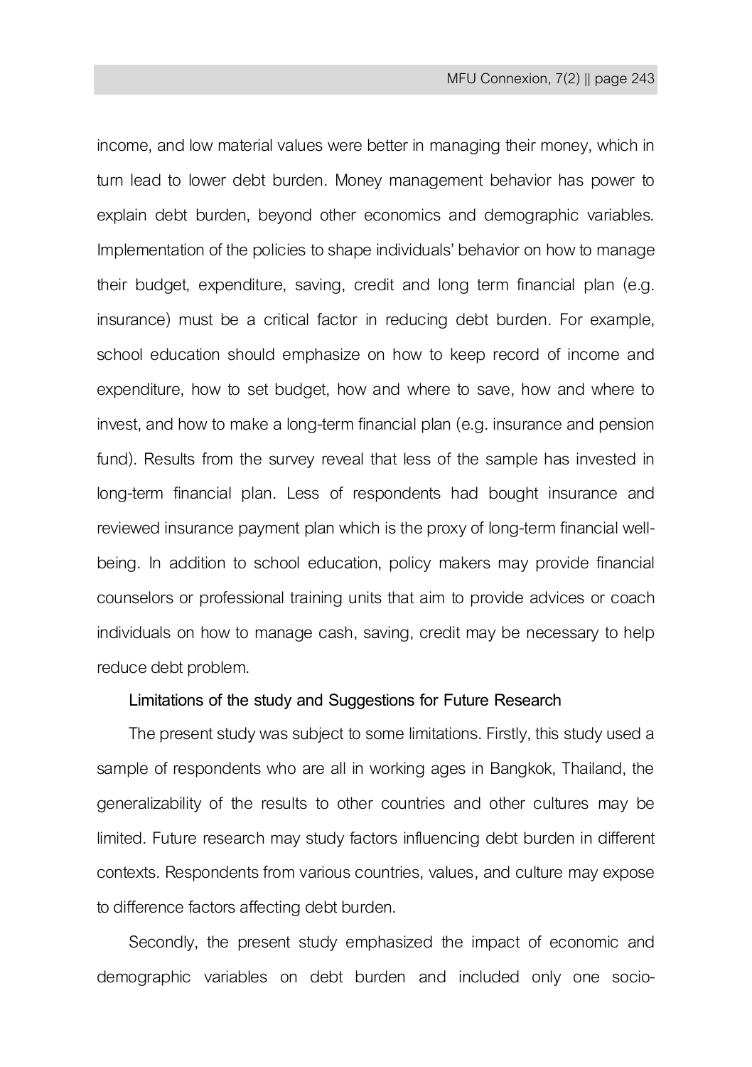income, and low material values were better in managing their money, which in turn lead to lower debt burden. Money management behavior has power to explain debt burden, beyond other economics and demographic variables. Implementation of the policies to shape individuals' behavior on how to manage their budget, expenditure, saving, credit and long term financial plan (e.g. insurance) must be a critical factor in reducing debt burden. For example, school education should emphasize on how to keep record of income and expenditure, how to set budget, how and where to save, how and where to invest, and how to make a long-term financial plan (e.g. insurance and pension fund). Results from the survey reveal that less of the sample has invested in long-term financial plan. Less of respondents had bought insurance and reviewed insurance payment plan which is the proxy of long-term financial well-being. In addition to school education, policy makers may provide financial counselors or professional training units that aim to provide advices or coach individuals on how to manage cash, saving, credit may be necessary to help reduce debt problem.

## Limitations of the study and Suggestions for Future Research

The present study was subject to some limitations. Firstly, this study used a sample of respondents who are all in working ages in Bangkok, Thailand, the generalizability of the results to other countries and other cultures may be limited. Future research may study factors influencing debt burden in different contexts. Respondents from various countries, values, and culture may expose to difference factors affecting debt burden.

Secondly, the present study emphasized the impact of economic and demographic variables on debt burden and included only one socio-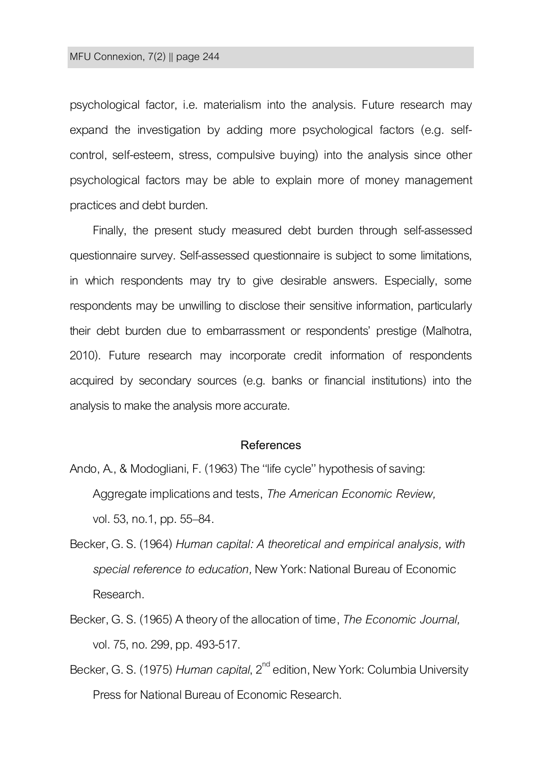psychological factor, i.e. materialism into the analysis. Future research may expand the investigation by adding more psychological factors (e.g. self-control, self-esteem, stress, compulsive buying) into the analysis since other psychological factors may be able to explain more of money management practices and debt burden.

Finally, the present study measured debt burden through self-assessed questionnaire survey. Self-assessed questionnaire is subject to some limitations, in which respondents may try to give desirable answers. Especially, some respondents may be unwilling to disclose their sensitive information, particularly their debt burden due to embarrassment or respondents' prestige (Malhotra, 2010). Future research may incorporate credit information of respondents acquired by secondary sources (e.g. banks or financial institutions) into the analysis to make the analysis more accurate.

## References

Ando, A., & Modogliani, F. (1963) The "life cycle" hypothesis of saving: Aggregate implications and tests, *The American Economic Review,* vol. 53, no.1, pp. 55–84.

Becker, G. S. (1964) *Human capital: A theoretical and empirical analysis, with special reference to education,* New York: National Bureau of Economic Research.

Becker, G. S. (1965) A theory of the allocation of time, *The Economic Journal,* vol. 75, no. 299, pp. 493-517.

Becker, G. S. (1975) *Human capital*, 2nd edition, New York: Columbia University Press for National Bureau of Economic Research.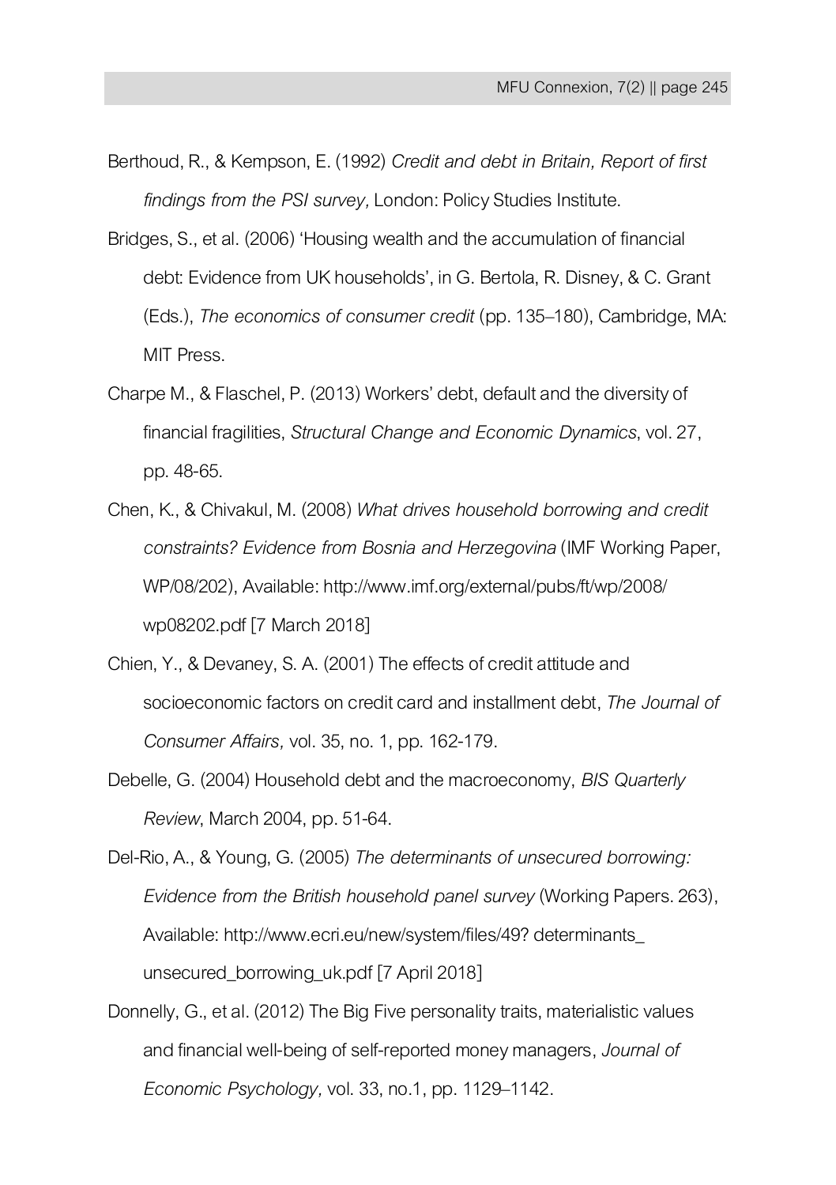Berthoud, R., & Kempson, E. (1992) *Credit and debt in Britain, Report of first findings from the PSI survey,* London: Policy Studies Institute.

Bridges, S., et al. (2006) 'Housing wealth and the accumulation of financial debt: Evidence from UK households', in G. Bertola, R. Disney, & C. Grant (Eds.), *The economics of consumer credit* (pp. 135–180), Cambridge, MA: MIT Press.

Charpe M., & Flaschel, P. (2013) Workers' debt, default and the diversity of financial fragilities, *Structural Change and Economic Dynamics*, vol. 27, pp. 48-65.

Chen, K., & Chivakul, M. (2008) *What drives household borrowing and credit constraints? Evidence from Bosnia and Herzegovina* (IMF Working Paper, WP/08/202), Available: http://www.imf.org/external/pubs/ft/wp/2008/wp08202.pdf [7 March 2018]

Chien, Y., & Devaney, S. A. (2001) The effects of credit attitude and socioeconomic factors on credit card and installment debt, *The Journal of Consumer Affairs,* vol. 35, no. 1, pp. 162-179.

Debelle, G. (2004) Household debt and the macroeconomy, *BIS Quarterly Review*, March 2004, pp. 51-64.

Del-Rio, A., & Young, G. (2005) *The determinants of unsecured borrowing: Evidence from the British household panel survey* (Working Papers. 263), Available: http://www.ecri.eu/new/system/files/49? determinants_unsecured_borrowing_uk.pdf [7 April 2018]

Donnelly, G., et al. (2012) The Big Five personality traits, materialistic values and financial well-being of self-reported money managers, *Journal of Economic Psychology,* vol. 33, no.1, pp. 1129–1142.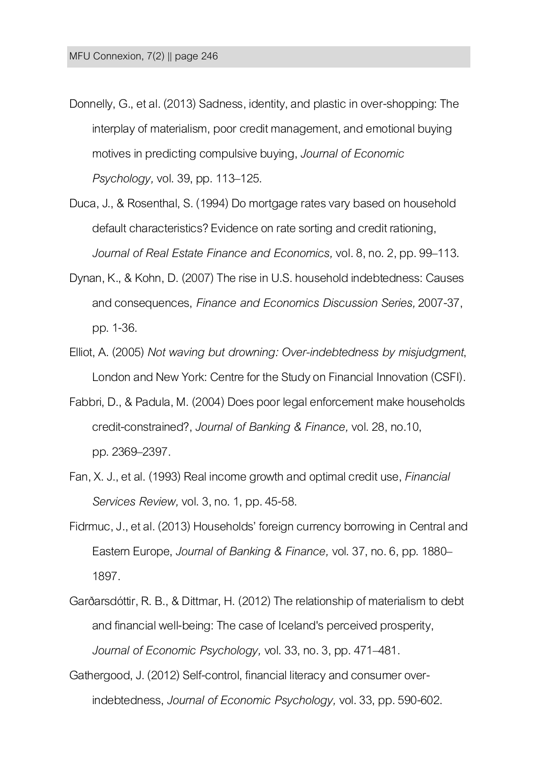Donnelly, G., et al. (2013) Sadness, identity, and plastic in over-shopping: The interplay of materialism, poor credit management, and emotional buying motives in predicting compulsive buying, *Journal of Economic Psychology,* vol. 39, pp. 113–125.

Duca, J., & Rosenthal, S. (1994) Do mortgage rates vary based on household default characteristics? Evidence on rate sorting and credit rationing, *Journal of Real Estate Finance and Economics,* vol. 8, no. 2, pp. 99–113.

Dynan, K., & Kohn, D. (2007) The rise in U.S. household indebtedness: Causes and consequences, *Finance and Economics Discussion Series,* 2007-37, pp. 1-36.

Elliot, A. (2005) *Not waving but drowning: Over-indebtedness by misjudgment*, London and New York: Centre for the Study on Financial Innovation (CSFI).

Fabbri, D., & Padula, M. (2004) Does poor legal enforcement make households credit-constrained?, *Journal of Banking & Finance,* vol. 28, no.10, pp. 2369–2397.

Fan, X. J., et al. (1993) Real income growth and optimal credit use, *Financial Services Review,* vol. 3, no. 1, pp. 45-58.

Fidrmuc, J., et al. (2013) Households' foreign currency borrowing in Central and Eastern Europe, *Journal of Banking & Finance,* vol. 37, no. 6, pp. 1880–1897.

Garðarsdóttir, R. B., & Dittmar, H. (2012) The relationship of materialism to debt and financial well-being: The case of Iceland's perceived prosperity, *Journal of Economic Psychology,* vol. 33, no. 3, pp. 471–481.

Gathergood, J. (2012) Self-control, financial literacy and consumer over-indebtedness, *Journal of Economic Psychology,* vol. 33, pp. 590-602.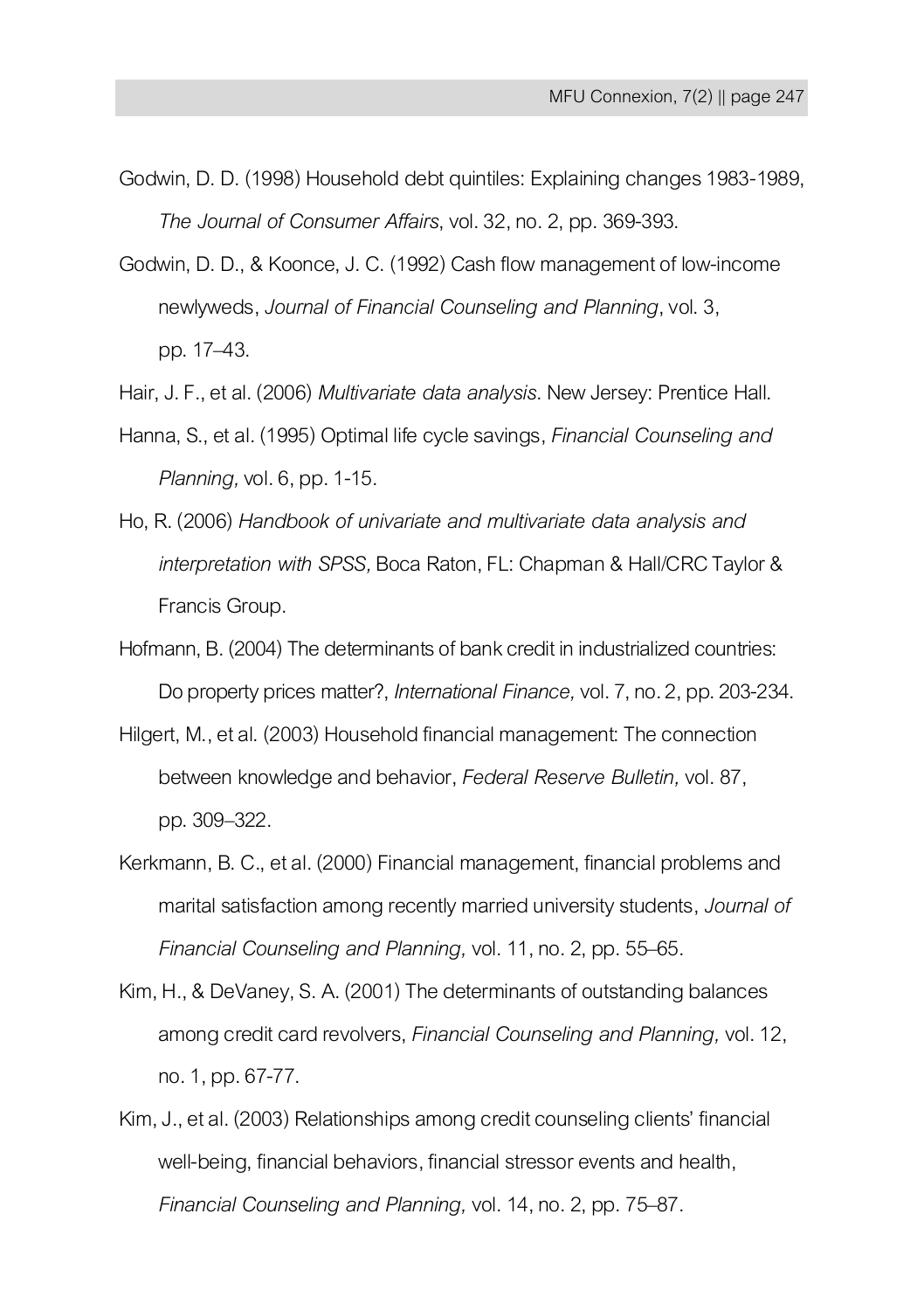Godwin, D. D. (1998) Household debt quintiles: Explaining changes 1983-1989, *The Journal of Consumer Affairs*, vol. 32, no. 2, pp. 369-393.

Godwin, D. D., & Koonce, J. C. (1992) Cash flow management of low-income newlyweds, *Journal of Financial Counseling and Planning*, vol. 3, pp. 17–43.

Hair, J. F., et al. (2006) *Multivariate data analysis*. New Jersey: Prentice Hall.

Hanna, S., et al. (1995) Optimal life cycle savings, *Financial Counseling and Planning,* vol. 6, pp. 1-15.

Ho, R. (2006) *Handbook of univariate and multivariate data analysis and interpretation with SPSS,* Boca Raton, FL: Chapman & Hall/CRC Taylor & Francis Group.

Hofmann, B. (2004) The determinants of bank credit in industrialized countries: Do property prices matter?, *International Finance,* vol. 7, no. 2, pp. 203-234.

Hilgert, M., et al. (2003) Household financial management: The connection between knowledge and behavior, *Federal Reserve Bulletin,* vol. 87, pp. 309–322.

Kerkmann, B. C., et al. (2000) Financial management, financial problems and marital satisfaction among recently married university students, *Journal of Financial Counseling and Planning,* vol. 11, no. 2, pp. 55–65.

Kim, H., & DeVaney, S. A. (2001) The determinants of outstanding balances among credit card revolvers, *Financial Counseling and Planning,* vol. 12, no. 1, pp. 67-77.

Kim, J., et al. (2003) Relationships among credit counseling clients' financial well-being, financial behaviors, financial stressor events and health, *Financial Counseling and Planning,* vol. 14, no. 2, pp. 75–87.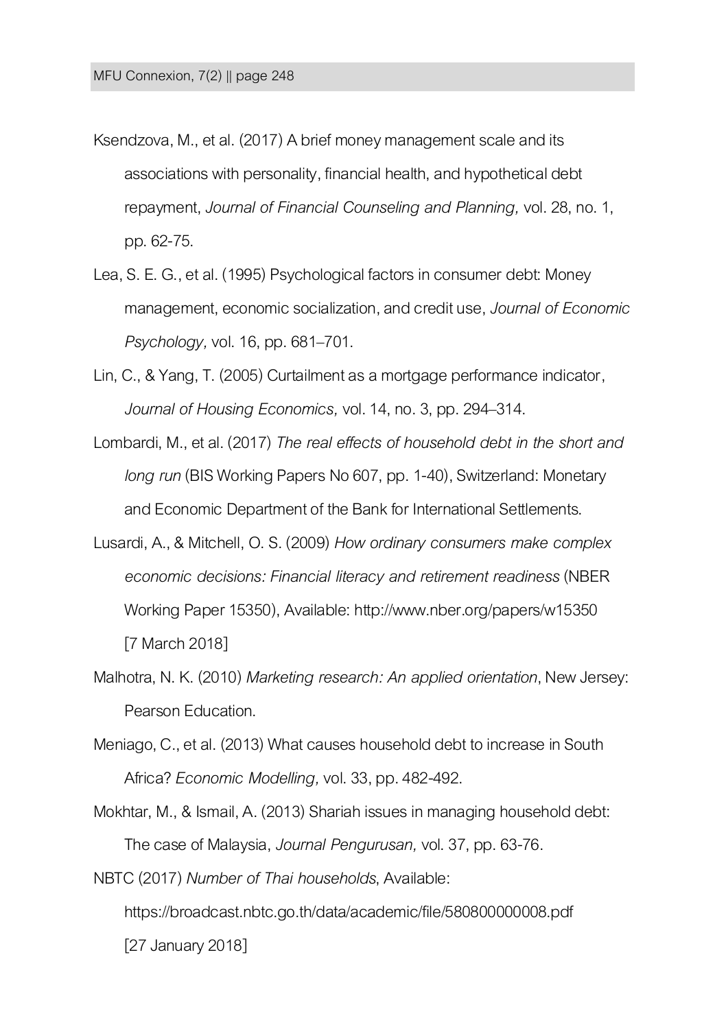Ksendzova, M., et al. (2017) A brief money management scale and its associations with personality, financial health, and hypothetical debt repayment, *Journal of Financial Counseling and Planning,* vol. 28, no. 1, pp. 62-75.

Lea, S. E. G., et al. (1995) Psychological factors in consumer debt: Money management, economic socialization, and credit use, *Journal of Economic Psychology,* vol. 16, pp. 681–701.

Lin, C., & Yang, T. (2005) Curtailment as a mortgage performance indicator, *Journal of Housing Economics,* vol. 14, no. 3, pp. 294–314.

Lombardi, M., et al. (2017) *The real effects of household debt in the short and long run* (BIS Working Papers No 607, pp. 1-40), Switzerland: Monetary and Economic Department of the Bank for International Settlements.

Lusardi, A., & Mitchell, O. S. (2009) *How ordinary consumers make complex economic decisions: Financial literacy and retirement readiness* (NBER Working Paper 15350), Available: http://www.nber.org/papers/w15350 [7 March 2018]

Malhotra, N. K. (2010) *Marketing research: An applied orientation*, New Jersey: Pearson Education.

Meniago, C., et al. (2013) What causes household debt to increase in South Africa? *Economic Modelling,* vol. 33, pp. 482-492.

Mokhtar, M., & Ismail, A. (2013) Shariah issues in managing household debt: The case of Malaysia, *Journal Pengurusan,* vol. 37, pp. 63-76.

NBTC (2017) *Number of Thai households*, Available: https://broadcast.nbtc.go.th/data/academic/file/580800000008.pdf [27 January 2018]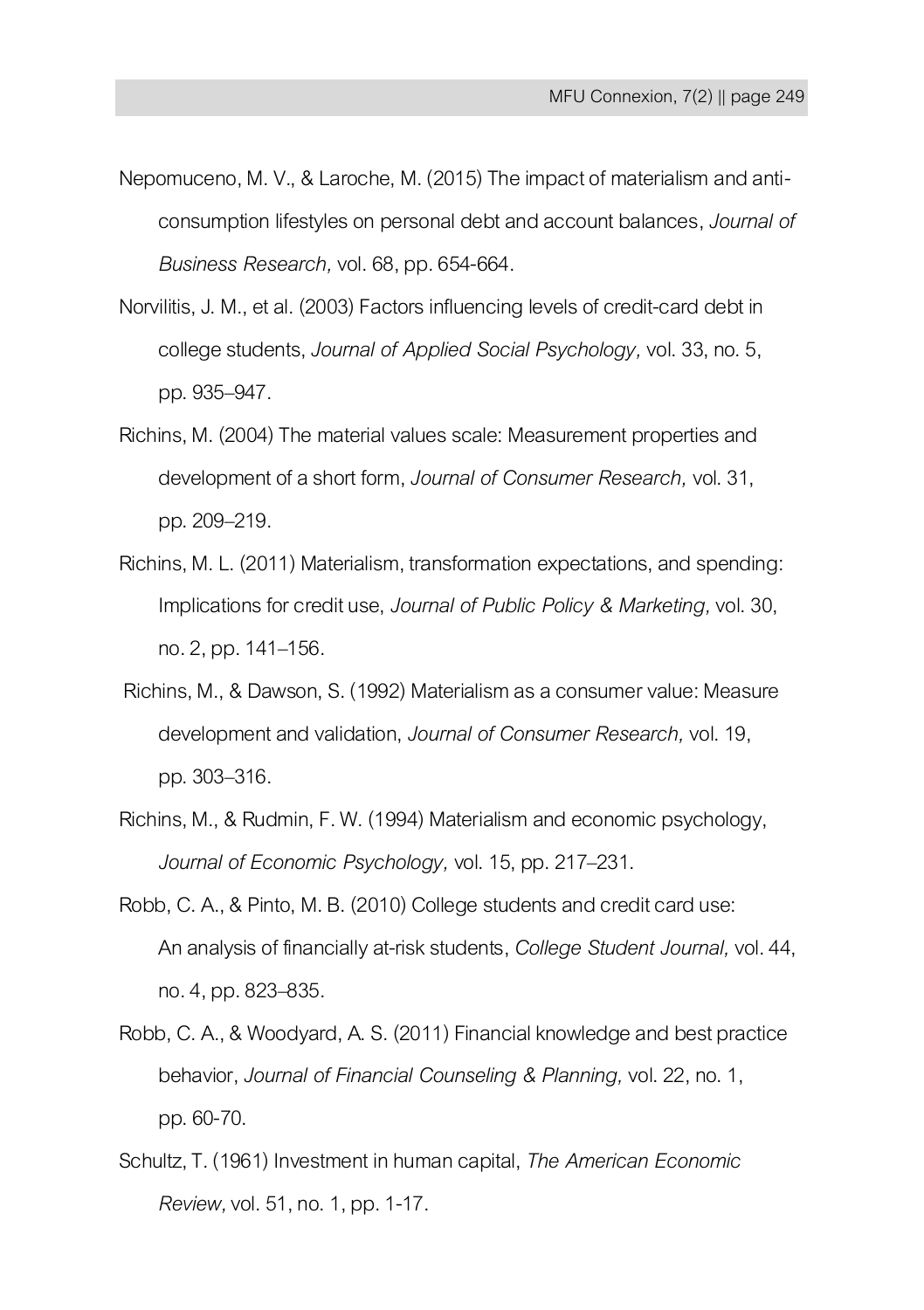Nepomuceno, M. V., & Laroche, M. (2015) The impact of materialism and anti-consumption lifestyles on personal debt and account balances, *Journal of Business Research,* vol. 68, pp. 654-664.

Norvilitis, J. M., et al. (2003) Factors influencing levels of credit-card debt in college students, *Journal of Applied Social Psychology,* vol. 33, no. 5, pp. 935–947.

Richins, M. (2004) The material values scale: Measurement properties and development of a short form, *Journal of Consumer Research,* vol. 31, pp. 209–219.

Richins, M. L. (2011) Materialism, transformation expectations, and spending: Implications for credit use, *Journal of Public Policy & Marketing,* vol. 30, no. 2, pp. 141–156.

Richins, M., & Dawson, S. (1992) Materialism as a consumer value: Measure development and validation, *Journal of Consumer Research,* vol. 19, pp. 303–316.

Richins, M., & Rudmin, F. W. (1994) Materialism and economic psychology, *Journal of Economic Psychology,* vol. 15, pp. 217–231.

Robb, C. A., & Pinto, M. B. (2010) College students and credit card use: An analysis of financially at-risk students, *College Student Journal,* vol. 44, no. 4, pp. 823–835.

Robb, C. A., & Woodyard, A. S. (2011) Financial knowledge and best practice behavior, *Journal of Financial Counseling & Planning,* vol. 22, no. 1, pp. 60-70.

Schultz, T. (1961) Investment in human capital, *The American Economic Review,* vol. 51, no. 1, pp. 1-17.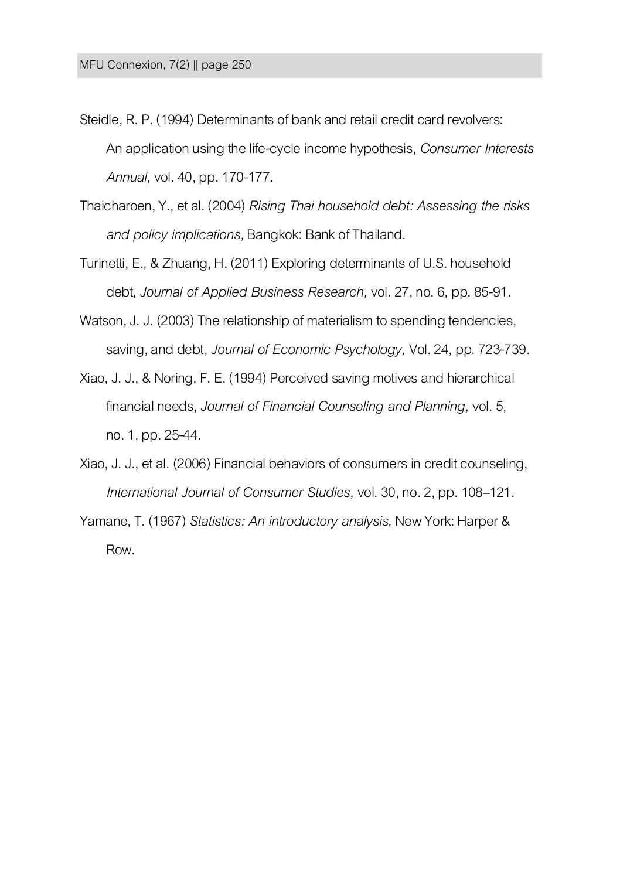Steidle, R. P. (1994) Determinants of bank and retail credit card revolvers: An application using the life-cycle income hypothesis, *Consumer Interests Annual,* vol. 40, pp. 170-177.

Thaicharoen, Y., et al. (2004) *Rising Thai household debt: Assessing the risks and policy implications,* Bangkok: Bank of Thailand.

Turinetti, E., & Zhuang, H. (2011) Exploring determinants of U.S. household debt, *Journal of Applied Business Research,* vol. 27, no. 6, pp. 85-91.

Watson, J. J. (2003) The relationship of materialism to spending tendencies, saving, and debt, *Journal of Economic Psychology,* Vol. 24, pp. 723-739.

Xiao, J. J., & Noring, F. E. (1994) Perceived saving motives and hierarchical financial needs, *Journal of Financial Counseling and Planning,* vol. 5, no. 1, pp. 25-44.

Xiao, J. J., et al. (2006) Financial behaviors of consumers in credit counseling, *International Journal of Consumer Studies,* vol. 30, no. 2, pp. 108–121.

Yamane, T. (1967) *Statistics: An introductory analysis*, New York: Harper & Row.